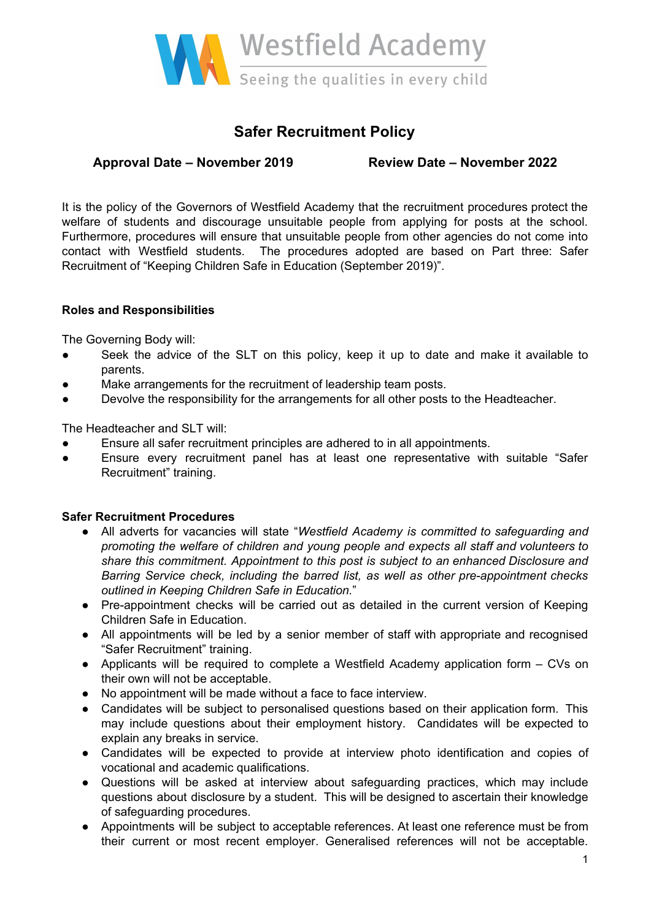Westfield Academy

Seeing the qualities in every child

# Safer Recruitment Policy

**Approval Date – November 2019** **Review Date – November 2022**

It is the policy of the Governors of Westfield Academy that the recruitment procedures protect the welfare of students and discourage unsuitable people from applying for posts at the school. Furthermore, procedures will ensure that unsuitable people from other agencies do not come into contact with Westfield students. The procedures adopted are based on Part three: Safer Recruitment of "Keeping Children Safe in Education (September 2019)".

## Roles and Responsibilities

The Governing Body will:

- Seek the advice of the SLT on this policy, keep it up to date and make it available to parents.
- Make arrangements for the recruitment of leadership team posts.
- Devolve the responsibility for the arrangements for all other posts to the Headteacher.

The Headteacher and SLT will:

- Ensure all safer recruitment principles are adhered to in all appointments.
- Ensure every recruitment panel has at least one representative with suitable "Safer Recruitment" training.

## Safer Recruitment Procedures

- All adverts for vacancies will state "*Westfield Academy is committed to safeguarding and promoting the welfare of children and young people and expects all staff and volunteers to share this commitment. Appointment to this post is subject to an enhanced Disclosure and Barring Service check, including the barred list, as well as other pre-appointment checks outlined in Keeping Children Safe in Education.*"
- Pre-appointment checks will be carried out as detailed in the current version of Keeping Children Safe in Education.
- All appointments will be led by a senior member of staff with appropriate and recognised "Safer Recruitment" training.
- Applicants will be required to complete a Westfield Academy application form – CVs on their own will not be acceptable.
- No appointment will be made without a face to face interview.
- Candidates will be subject to personalised questions based on their application form. This may include questions about their employment history. Candidates will be expected to explain any breaks in service.
- Candidates will be expected to provide at interview photo identification and copies of vocational and academic qualifications.
- Questions will be asked at interview about safeguarding practices, which may include questions about disclosure by a student. This will be designed to ascertain their knowledge of safeguarding procedures.
- Appointments will be subject to acceptable references. At least one reference must be from their current or most recent employer. Generalised references will not be acceptable.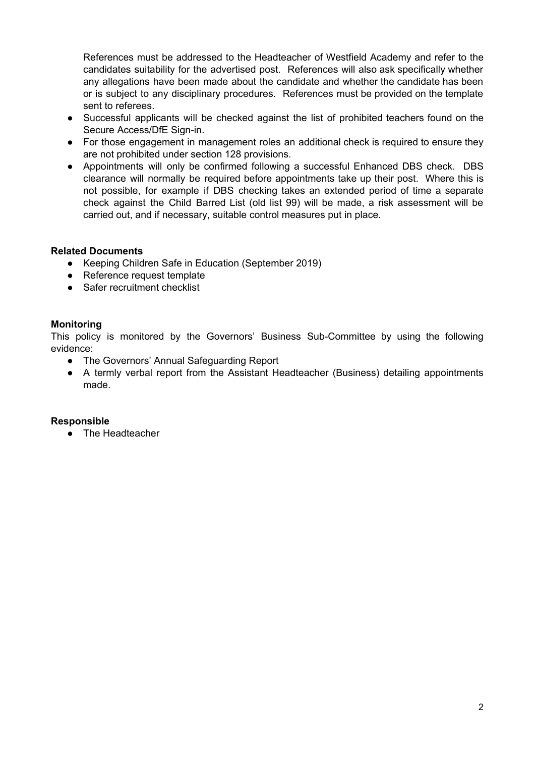References must be addressed to the Headteacher of Westfield Academy and refer to the candidates suitability for the advertised post. References will also ask specifically whether any allegations have been made about the candidate and whether the candidate has been or is subject to any disciplinary procedures. References must be provided on the template sent to referees.

- Successful applicants will be checked against the list of prohibited teachers found on the Secure Access/DfE Sign-in.
- For those engagement in management roles an additional check is required to ensure they are not prohibited under section 128 provisions.
- Appointments will only be confirmed following a successful Enhanced DBS check. DBS clearance will normally be required before appointments take up their post. Where this is not possible, for example if DBS checking takes an extended period of time a separate check against the Child Barred List (old list 99) will be made, a risk assessment will be carried out, and if necessary, suitable control measures put in place.

**Related Documents**

- Keeping Children Safe in Education (September 2019)
- Reference request template
- Safer recruitment checklist

**Monitoring**

This policy is monitored by the Governors' Business Sub-Committee by using the following evidence:

- The Governors' Annual Safeguarding Report
- A termly verbal report from the Assistant Headteacher (Business) detailing appointments made.

**Responsible**

- The Headteacher